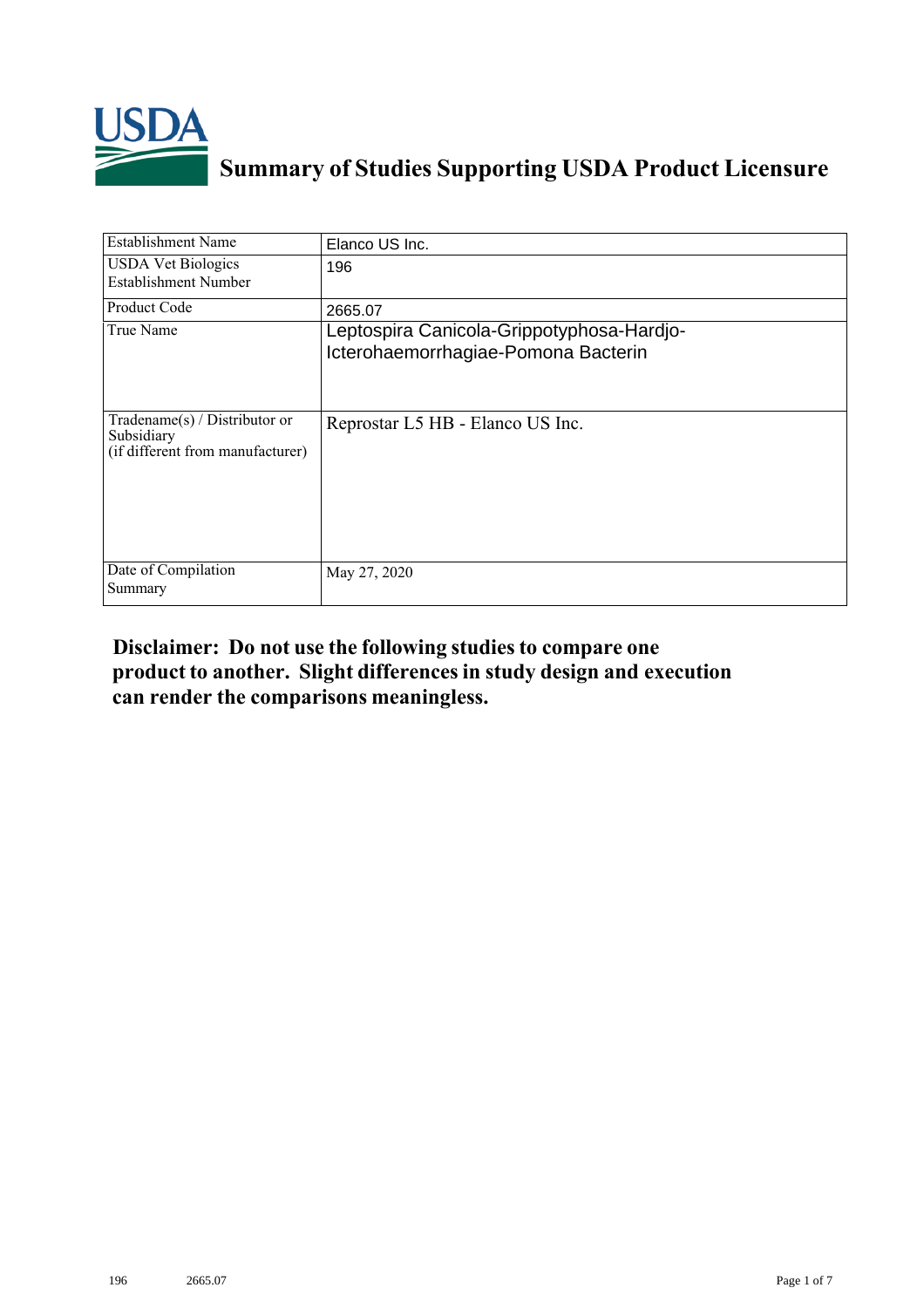# Summary of Studies Supporting USDA Product Licensure

| Establishment Name | Elanco US Inc. |
|---|---|
| USDA Vet Biologics Establishment Number | 196 |
| Product Code | 2665.07 |
| True Name | Leptospira Canicola-Grippotyphosa-Hardjo-Icterohaemorrhagiae-Pomona Bacterin |
| Tradename(s) / Distributor or Subsidiary (if different from manufacturer) | Reprostar L5 HB - Elanco US Inc. |
| Date of Compilation Summary | May 27, 2020 |

**Disclaimer: Do not use the following studies to compare one product to another. Slight differences in study design and execution can render the comparisons meaningless.**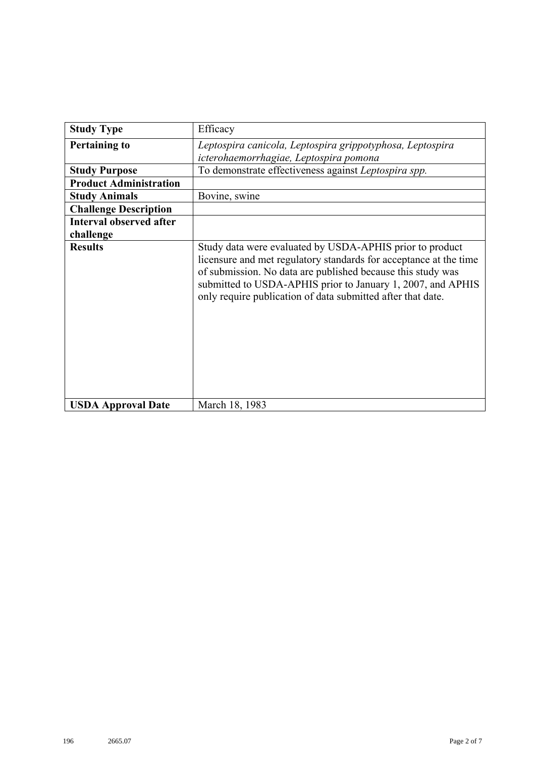| **Study Type** | Efficacy |
|---|---|
| **Pertaining to** | *Leptospira canicola, Leptospira grippotyphosa, Leptospira icterohaemorrhagiae, Leptospira pomona* |
| **Study Purpose** | To demonstrate effectiveness against *Leptospira spp.* |
| **Product Administration** | |
| **Study Animals** | Bovine, swine |
| **Challenge Description** | |
| **Interval observed after challenge** | |
| **Results** | Study data were evaluated by USDA-APHIS prior to product licensure and met regulatory standards for acceptance at the time of submission. No data are published because this study was submitted to USDA-APHIS prior to January 1, 2007, and APHIS only require publication of data submitted after that date. |
| **USDA Approval Date** | March 18, 1983 |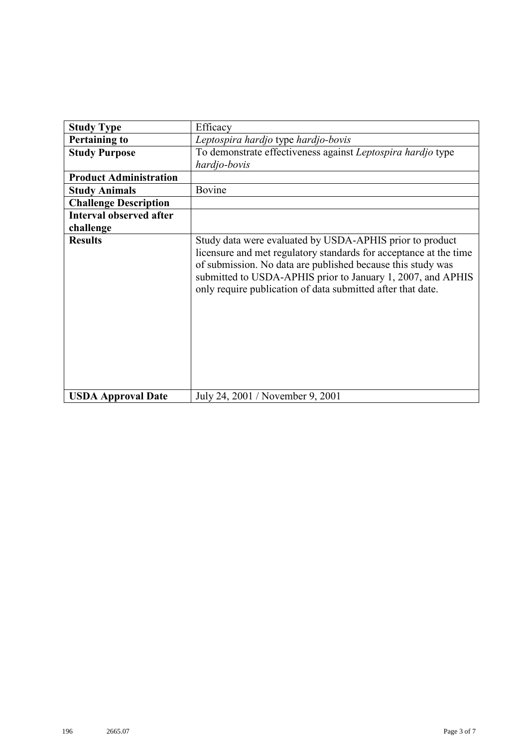| Study Type | Efficacy |
|---|---|
| **Pertaining to** | *Leptospira hardjo* type *hardjo-bovis* |
| **Study Purpose** | To demonstrate effectiveness against *Leptospira hardjo* type *hardjo-bovis* |
| **Product Administration** | |
| **Study Animals** | Bovine |
| **Challenge Description** | |
| **Interval observed after challenge** | |
| **Results** | Study data were evaluated by USDA-APHIS prior to product licensure and met regulatory standards for acceptance at the time of submission. No data are published because this study was submitted to USDA-APHIS prior to January 1, 2007, and APHIS only require publication of data submitted after that date. |
| **USDA Approval Date** | July 24, 2001 / November 9, 2001 |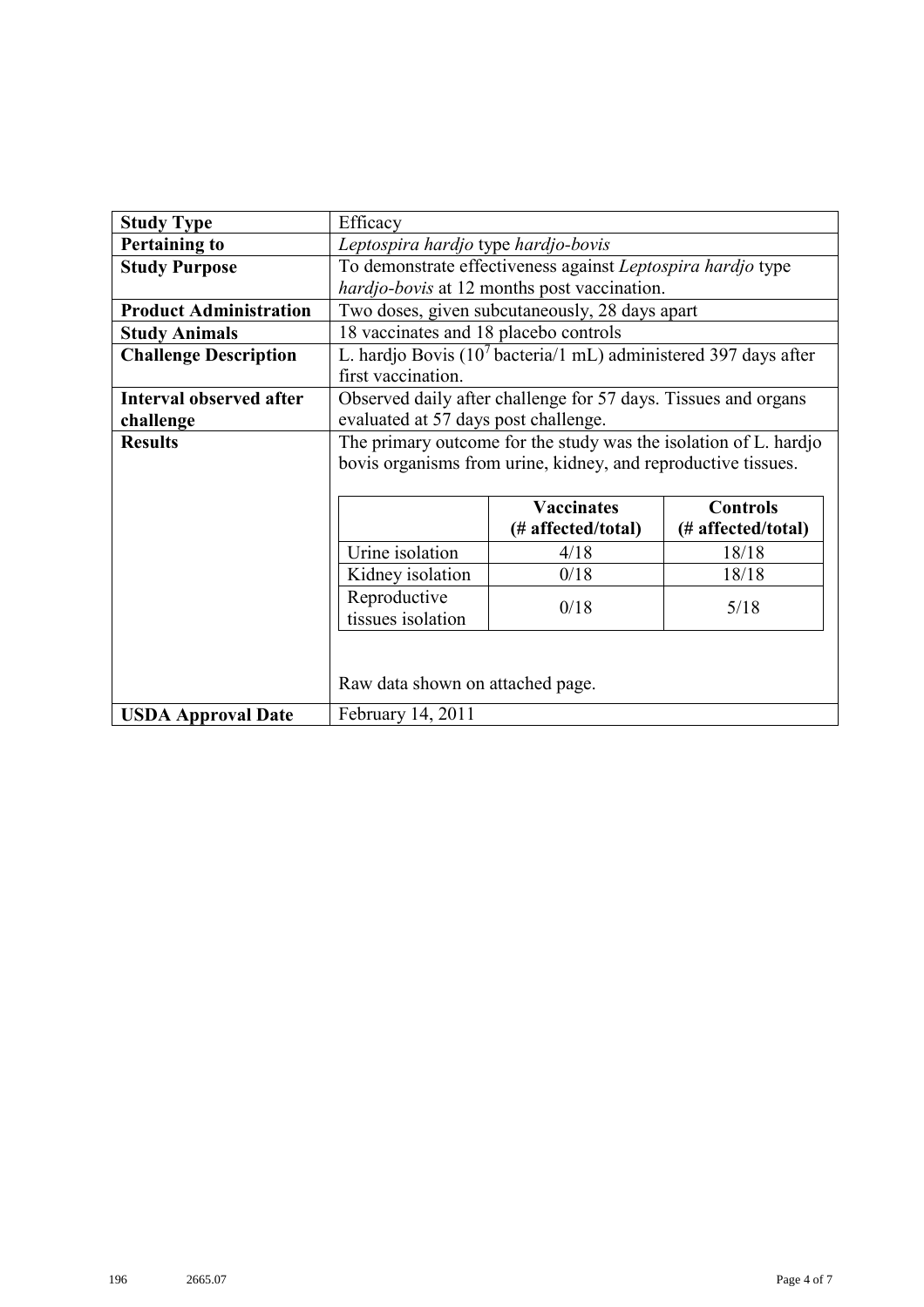| | |
|---|---|
| **Study Type** | Efficacy |
| **Pertaining to** | *Leptospira hardjo* type *hardjo-bovis* |
| **Study Purpose** | To demonstrate effectiveness against *Leptospira hardjo* type *hardjo-bovis* at 12 months post vaccination. |
| **Product Administration** | Two doses, given subcutaneously, 28 days apart |
| **Study Animals** | 18 vaccinates and 18 placebo controls |
| **Challenge Description** | L. hardjo Bovis ($10^7$ bacteria/1 mL) administered 397 days after first vaccination. |
| **Interval observed after challenge** | Observed daily after challenge for 57 days. Tissues and organs evaluated at 57 days post challenge. |
| **Results** | The primary outcome for the study was the isolation of L. hardjo bovis organisms from urine, kidney, and reproductive tissues. |
| **USDA Approval Date** | February 14, 2011 |

| | Vaccinates (# affected/total) | Controls (# affected/total) |
|---|---|---|
| Urine isolation | 4/18 | 18/18 |
| Kidney isolation | 0/18 | 18/18 |
| Reproductive tissues isolation | 0/18 | 5/18 |

Raw data shown on attached page.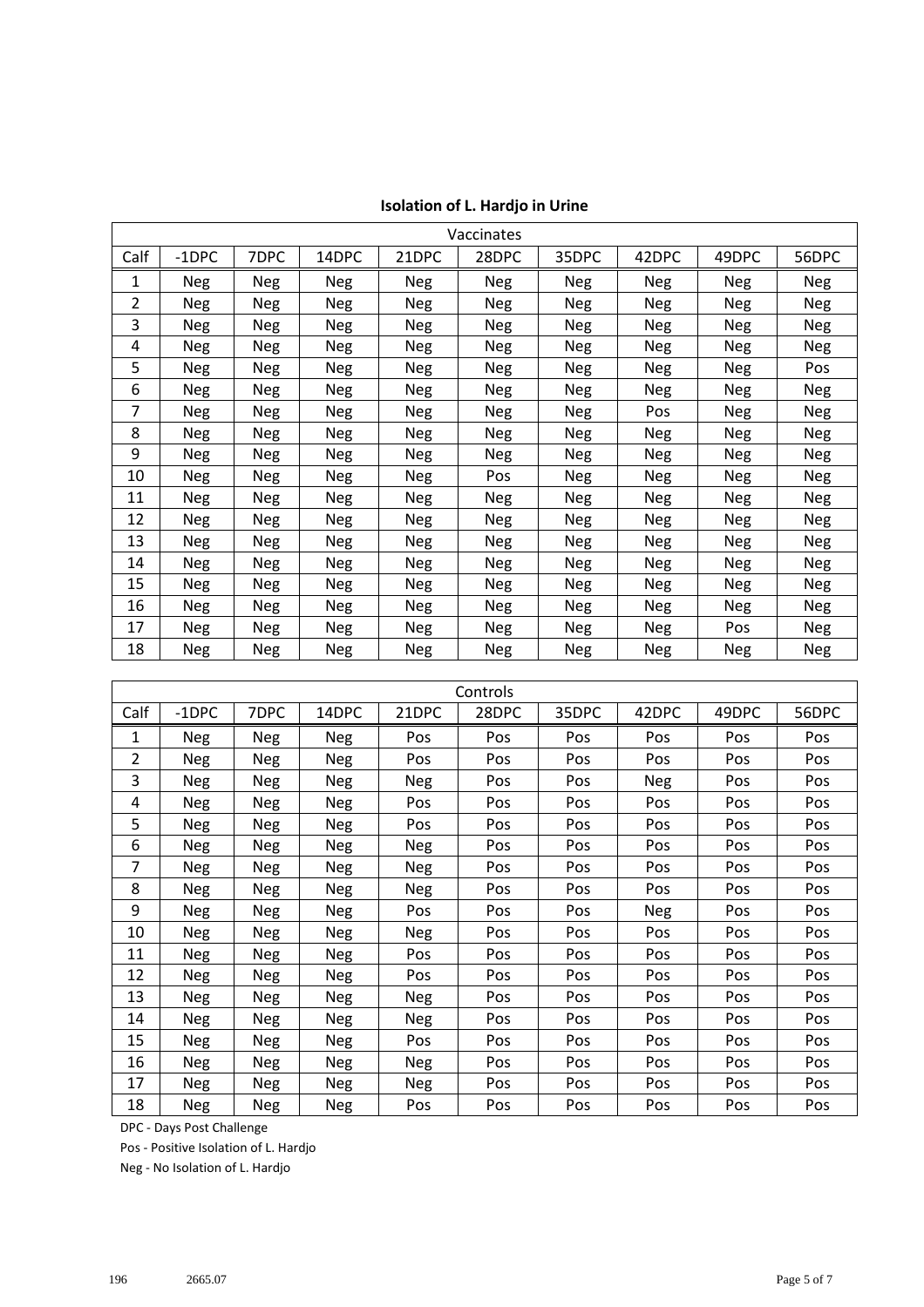**Isolation of L. Hardjo in Urine**

| Vaccinates | | | | | | | | | |
|---|---|---|---|---|---|---|---|---|---|
| Calf | -1DPC | 7DPC | 14DPC | 21DPC | 28DPC | 35DPC | 42DPC | 49DPC | 56DPC |
| 1 | Neg | Neg | Neg | Neg | Neg | Neg | Neg | Neg | Neg |
| 2 | Neg | Neg | Neg | Neg | Neg | Neg | Neg | Neg | Neg |
| 3 | Neg | Neg | Neg | Neg | Neg | Neg | Neg | Neg | Neg |
| 4 | Neg | Neg | Neg | Neg | Neg | Neg | Neg | Neg | Neg |
| 5 | Neg | Neg | Neg | Neg | Neg | Neg | Neg | Neg | Pos |
| 6 | Neg | Neg | Neg | Neg | Neg | Neg | Neg | Neg | Neg |
| 7 | Neg | Neg | Neg | Neg | Neg | Neg | Pos | Neg | Neg |
| 8 | Neg | Neg | Neg | Neg | Neg | Neg | Neg | Neg | Neg |
| 9 | Neg | Neg | Neg | Neg | Neg | Neg | Neg | Neg | Neg |
| 10 | Neg | Neg | Neg | Neg | Pos | Neg | Neg | Neg | Neg |
| 11 | Neg | Neg | Neg | Neg | Neg | Neg | Neg | Neg | Neg |
| 12 | Neg | Neg | Neg | Neg | Neg | Neg | Neg | Neg | Neg |
| 13 | Neg | Neg | Neg | Neg | Neg | Neg | Neg | Neg | Neg |
| 14 | Neg | Neg | Neg | Neg | Neg | Neg | Neg | Neg | Neg |
| 15 | Neg | Neg | Neg | Neg | Neg | Neg | Neg | Neg | Neg |
| 16 | Neg | Neg | Neg | Neg | Neg | Neg | Neg | Neg | Neg |
| 17 | Neg | Neg | Neg | Neg | Neg | Neg | Neg | Pos | Neg |
| 18 | Neg | Neg | Neg | Neg | Neg | Neg | Neg | Neg | Neg |

| Controls | | | | | | | | | |
|---|---|---|---|---|---|---|---|---|---|
| Calf | -1DPC | 7DPC | 14DPC | 21DPC | 28DPC | 35DPC | 42DPC | 49DPC | 56DPC |
| 1 | Neg | Neg | Neg | Pos | Pos | Pos | Pos | Pos | Pos |
| 2 | Neg | Neg | Neg | Pos | Pos | Pos | Pos | Pos | Pos |
| 3 | Neg | Neg | Neg | Neg | Pos | Pos | Neg | Pos | Pos |
| 4 | Neg | Neg | Neg | Pos | Pos | Pos | Pos | Pos | Pos |
| 5 | Neg | Neg | Neg | Pos | Pos | Pos | Pos | Pos | Pos |
| 6 | Neg | Neg | Neg | Neg | Pos | Pos | Pos | Pos | Pos |
| 7 | Neg | Neg | Neg | Neg | Pos | Pos | Pos | Pos | Pos |
| 8 | Neg | Neg | Neg | Neg | Pos | Pos | Pos | Pos | Pos |
| 9 | Neg | Neg | Neg | Pos | Pos | Pos | Neg | Pos | Pos |
| 10 | Neg | Neg | Neg | Neg | Pos | Pos | Pos | Pos | Pos |
| 11 | Neg | Neg | Neg | Pos | Pos | Pos | Pos | Pos | Pos |
| 12 | Neg | Neg | Neg | Pos | Pos | Pos | Pos | Pos | Pos |
| 13 | Neg | Neg | Neg | Neg | Pos | Pos | Pos | Pos | Pos |
| 14 | Neg | Neg | Neg | Neg | Pos | Pos | Pos | Pos | Pos |
| 15 | Neg | Neg | Neg | Pos | Pos | Pos | Pos | Pos | Pos |
| 16 | Neg | Neg | Neg | Neg | Pos | Pos | Pos | Pos | Pos |
| 17 | Neg | Neg | Neg | Neg | Pos | Pos | Pos | Pos | Pos |
| 18 | Neg | Neg | Neg | Pos | Pos | Pos | Pos | Pos | Pos |

DPC - Days Post Challenge

Pos - Positive Isolation of L. Hardjo

Neg - No Isolation of L. Hardjo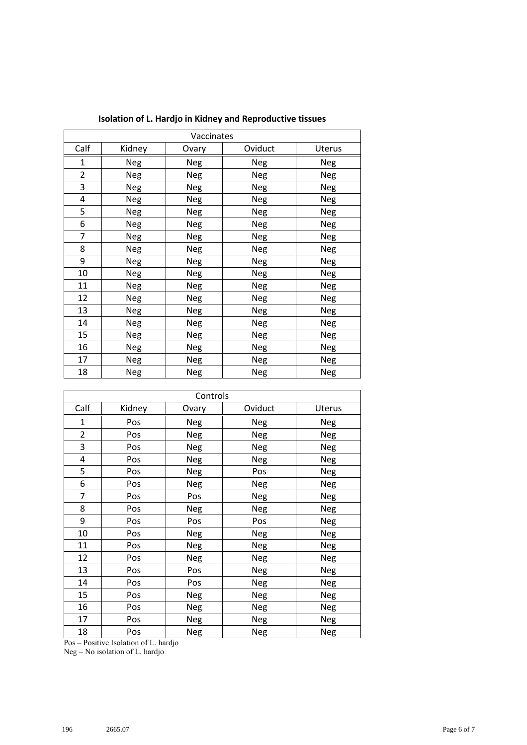**Isolation of L. Hardjo in Kidney and Reproductive tissues**

| Vaccinates | | | | |
|---|---|---|---|---|
| Calf | Kidney | Ovary | Oviduct | Uterus |
| 1 | Neg | Neg | Neg | Neg |
| 2 | Neg | Neg | Neg | Neg |
| 3 | Neg | Neg | Neg | Neg |
| 4 | Neg | Neg | Neg | Neg |
| 5 | Neg | Neg | Neg | Neg |
| 6 | Neg | Neg | Neg | Neg |
| 7 | Neg | Neg | Neg | Neg |
| 8 | Neg | Neg | Neg | Neg |
| 9 | Neg | Neg | Neg | Neg |
| 10 | Neg | Neg | Neg | Neg |
| 11 | Neg | Neg | Neg | Neg |
| 12 | Neg | Neg | Neg | Neg |
| 13 | Neg | Neg | Neg | Neg |
| 14 | Neg | Neg | Neg | Neg |
| 15 | Neg | Neg | Neg | Neg |
| 16 | Neg | Neg | Neg | Neg |
| 17 | Neg | Neg | Neg | Neg |
| 18 | Neg | Neg | Neg | Neg |

| Controls | | | | |
|---|---|---|---|---|
| Calf | Kidney | Ovary | Oviduct | Uterus |
| 1 | Pos | Neg | Neg | Neg |
| 2 | Pos | Neg | Neg | Neg |
| 3 | Pos | Neg | Neg | Neg |
| 4 | Pos | Neg | Neg | Neg |
| 5 | Pos | Neg | Pos | Neg |
| 6 | Pos | Neg | Neg | Neg |
| 7 | Pos | Pos | Neg | Neg |
| 8 | Pos | Neg | Neg | Neg |
| 9 | Pos | Pos | Pos | Neg |
| 10 | Pos | Neg | Neg | Neg |
| 11 | Pos | Neg | Neg | Neg |
| 12 | Pos | Neg | Neg | Neg |
| 13 | Pos | Pos | Neg | Neg |
| 14 | Pos | Pos | Neg | Neg |
| 15 | Pos | Neg | Neg | Neg |
| 16 | Pos | Neg | Neg | Neg |
| 17 | Pos | Neg | Neg | Neg |
| 18 | Pos | Neg | Neg | Neg |

Pos – Positive Isolation of L. hardjo
Neg – No isolation of L. hardjo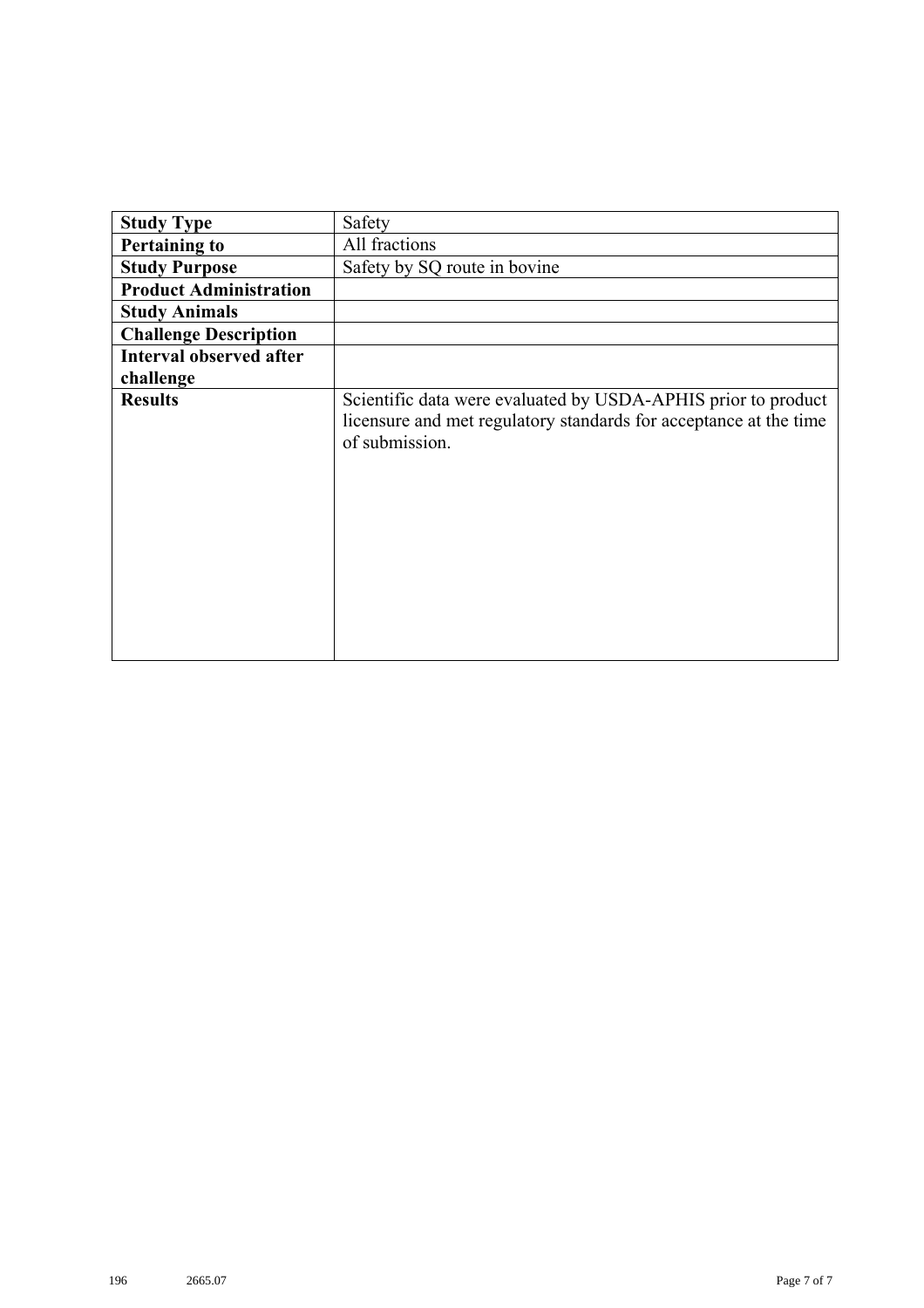| | |
|---|---|
| **Study Type** | Safety |
| **Pertaining to** | All fractions |
| **Study Purpose** | Safety by SQ route in bovine |
| **Product Administration** | |
| **Study Animals** | |
| **Challenge Description** | |
| **Interval observed after challenge** | |
| **Results** | Scientific data were evaluated by USDA-APHIS prior to product licensure and met regulatory standards for acceptance at the time of submission. |